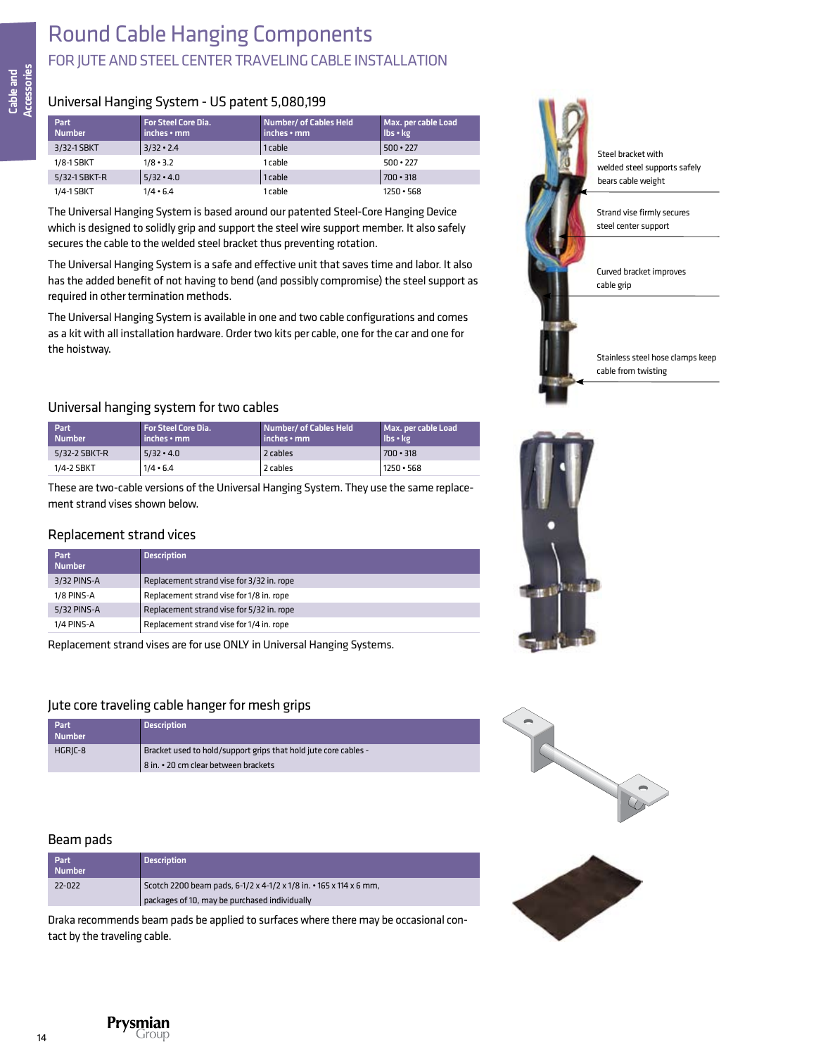# Round Cable Hanging Components

## FOR JUTE AND STEEL CENTER TRAVELING CABLE INSTALLATION

### Universal Hanging System - US patent 5,080,199

| Part Number | For Steel Core Dia. inches • mm | Number/ of Cables Held inches • mm | Max. per cable Load lbs • kg |
|---|---|---|---|
| 3/32-1 SBKT | 3/32 • 2.4 | 1 cable | 500 • 227 |
| 1/8-1 SBKT | 1/8 • 3.2 | 1 cable | 500 • 227 |
| 5/32-1 SBKT-R | 5/32 • 4.0 | 1 cable | 700 • 318 |
| 1/4-1 SBKT | 1/4 • 6.4 | 1 cable | 1250 • 568 |

The Universal Hanging System is based around our patented Steel-Core Hanging Device which is designed to solidly grip and support the steel wire support member. It also safely secures the cable to the welded steel bracket thus preventing rotation.

The Universal Hanging System is a safe and effective unit that saves time and labor. It also has the added benefit of not having to bend (and possibly compromise) the steel support as required in other termination methods.

The Universal Hanging System is available in one and two cable configurations and comes as a kit with all installation hardware. Order two kits per cable, one for the car and one for the hoistway.

Steel bracket with welded steel supports safely bears cable weight

Strand vise firmly secures steel center support

Curved bracket improves cable grip

Stainless steel hose clamps keep cable from twisting

### Universal hanging system for two cables

| Part Number | For Steel Core Dia. inches • mm | Number/ of Cables Held inches • mm | Max. per cable Load lbs • kg |
|---|---|---|---|
| 5/32-2 SBKT-R | 5/32 • 4.0 | 2 cables | 700 • 318 |
| 1/4-2 SBKT | 1/4 • 6.4 | 2 cables | 1250 • 568 |

These are two-cable versions of the Universal Hanging System. They use the same replacement strand vises shown below.

### Replacement strand vices

| Part Number | Description |
|---|---|
| 3/32 PINS-A | Replacement strand vise for 3/32 in. rope |
| 1/8 PINS-A | Replacement strand vise for 1/8 in. rope |
| 5/32 PINS-A | Replacement strand vise for 5/32 in. rope |
| 1/4 PINS-A | Replacement strand vise for 1/4 in. rope |

Replacement strand vises are for use ONLY in Universal Hanging Systems.

### Jute core traveling cable hanger for mesh grips

| Part Number | Description |
|---|---|
| HGRJC-8 | Bracket used to hold/support grips that hold jute core cables - 8 in. • 20 cm clear between brackets |

### Beam pads

| Part Number | Description |
|---|---|
| 22-022 | Scotch 2200 beam pads, 6-1/2 x 4-1/2 x 1/8 in. • 165 x 114 x 6 mm, packages of 10, may be purchased individually |

Draka recommends beam pads be applied to surfaces where there may be occasional contact by the traveling cable.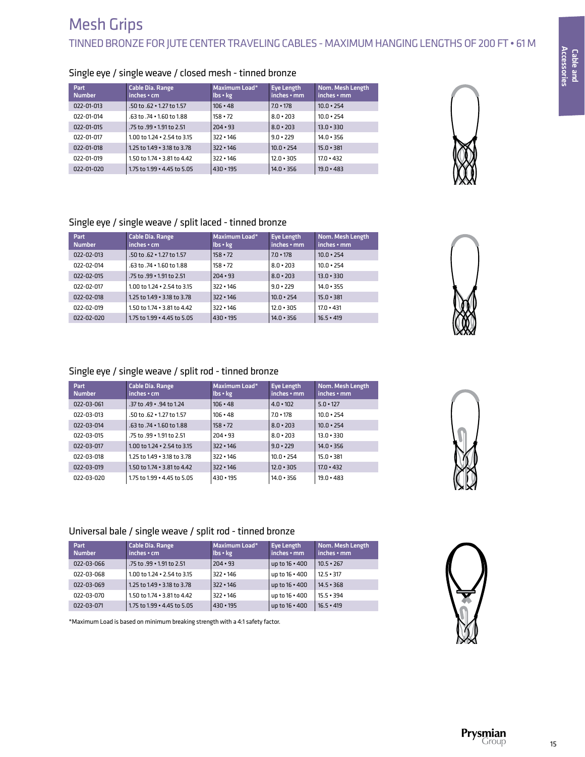# Mesh Grips

## TINNED BRONZE FOR JUTE CENTER TRAVELING CABLES - MAXIMUM HANGING LENGTHS OF 200 FT • 61 M

### Single eye / single weave / closed mesh - tinned bronze

| Part Number | Cable Dia. Range inches • cm | Maximum Load* lbs • kg | Eye Length inches • mm | Nom. Mesh Length inches • mm |
|---|---|---|---|---|
| 022-01-013 | .50 to .62 • 1.27 to 1.57 | 106 • 48 | 7.0 • 178 | 10.0 • 254 |
| 022-01-014 | .63 to .74 • 1.60 to 1.88 | 158 • 72 | 8.0 • 203 | 10.0 • 254 |
| 022-01-015 | .75 to .99 • 1.91 to 2.51 | 204 • 93 | 8.0 • 203 | 13.0 • 330 |
| 022-01-017 | 1.00 to 1.24 • 2.54 to 3.15 | 322 • 146 | 9.0 • 229 | 14.0 • 356 |
| 022-01-018 | 1.25 to 1.49 • 3.18 to 3.78 | 322 • 146 | 10.0 • 254 | 15.0 • 381 |
| 022-01-019 | 1.50 to 1.74 • 3.81 to 4.42 | 322 • 146 | 12.0 • 305 | 17.0 • 432 |
| 022-01-020 | 1.75 to 1.99 • 4.45 to 5.05 | 430 • 195 | 14.0 • 356 | 19.0 • 483 |

### Single eye / single weave / split laced - tinned bronze

| Part Number | Cable Dia. Range inches • cm | Maximum Load* lbs • kg | Eye Length inches • mm | Nom. Mesh Length inches • mm |
|---|---|---|---|---|
| 022-02-013 | .50 to .62 • 1.27 to 1.57 | 158 • 72 | 7.0 • 178 | 10.0 • 254 |
| 022-02-014 | .63 to .74 • 1.60 to 1.88 | 158 • 72 | 8.0 • 203 | 10.0 • 254 |
| 022-02-015 | .75 to .99 • 1.91 to 2.51 | 204 • 93 | 8.0 • 203 | 13.0 • 330 |
| 022-02-017 | 1.00 to 1.24 • 2.54 to 3.15 | 322 • 146 | 9.0 • 229 | 14.0 • 355 |
| 022-02-018 | 1.25 to 1.49 • 3.18 to 3.78 | 322 • 146 | 10.0 • 254 | 15.0 • 381 |
| 022-02-019 | 1.50 to 1.74 • 3.81 to 4.42 | 322 • 146 | 12.0 • 305 | 17.0 • 431 |
| 022-02-020 | 1.75 to 1.99 • 4.45 to 5.05 | 430 • 195 | 14.0 • 356 | 16.5 • 419 |

### Single eye / single weave / split rod - tinned bronze

| Part Number | Cable Dia. Range inches • cm | Maximum Load* lbs • kg | Eye Length inches • mm | Nom. Mesh Length inches • mm |
|---|---|---|---|---|
| 022-03-061 | .37 to .49 • .94 to 1.24 | 106 • 48 | 4.0 • 102 | 5.0 • 127 |
| 022-03-013 | .50 to .62 • 1.27 to 1.57 | 106 • 48 | 7.0 • 178 | 10.0 • 254 |
| 022-03-014 | .63 to .74 • 1.60 to 1.88 | 158 • 72 | 8.0 • 203 | 10.0 • 254 |
| 022-03-015 | .75 to .99 • 1.91 to 2.51 | 204 • 93 | 8.0 • 203 | 13.0 • 330 |
| 022-03-017 | 1.00 to 1.24 • 2.54 to 3.15 | 322 • 146 | 9.0 • 229 | 14.0 • 356 |
| 022-03-018 | 1.25 to 1.49 • 3.18 to 3.78 | 322 • 146 | 10.0 • 254 | 15.0 • 381 |
| 022-03-019 | 1.50 to 1.74 • 3.81 to 4.42 | 322 • 146 | 12.0 • 305 | 17.0 • 432 |
| 022-03-020 | 1.75 to 1.99 • 4.45 to 5.05 | 430 • 195 | 14.0 • 356 | 19.0 • 483 |

### Universal bale / single weave / split rod - tinned bronze

| Part Number | Cable Dia. Range inches • cm | Maximum Load* lbs • kg | Eye Length inches • mm | Nom. Mesh Length inches • mm |
|---|---|---|---|---|
| 022-03-066 | .75 to .99 • 1.91 to 2.51 | 204 • 93 | up to 16 • 400 | 10.5 • 267 |
| 022-03-068 | 1.00 to 1.24 • 2.54 to 3.15 | 322 • 146 | up to 16 • 400 | 12.5 • 317 |
| 022-03-069 | 1.25 to 1.49 • 3.18 to 3.78 | 322 • 146 | up to 16 • 400 | 14.5 • 368 |
| 022-03-070 | 1.50 to 1.74 • 3.81 to 4.42 | 322 • 146 | up to 16 • 400 | 15.5 • 394 |
| 022-03-071 | 1.75 to 1.99 • 4.45 to 5.05 | 430 • 195 | up to 16 • 400 | 16.5 • 419 |

*Maximum Load is based on minimum breaking strength with a 4:1 safety factor.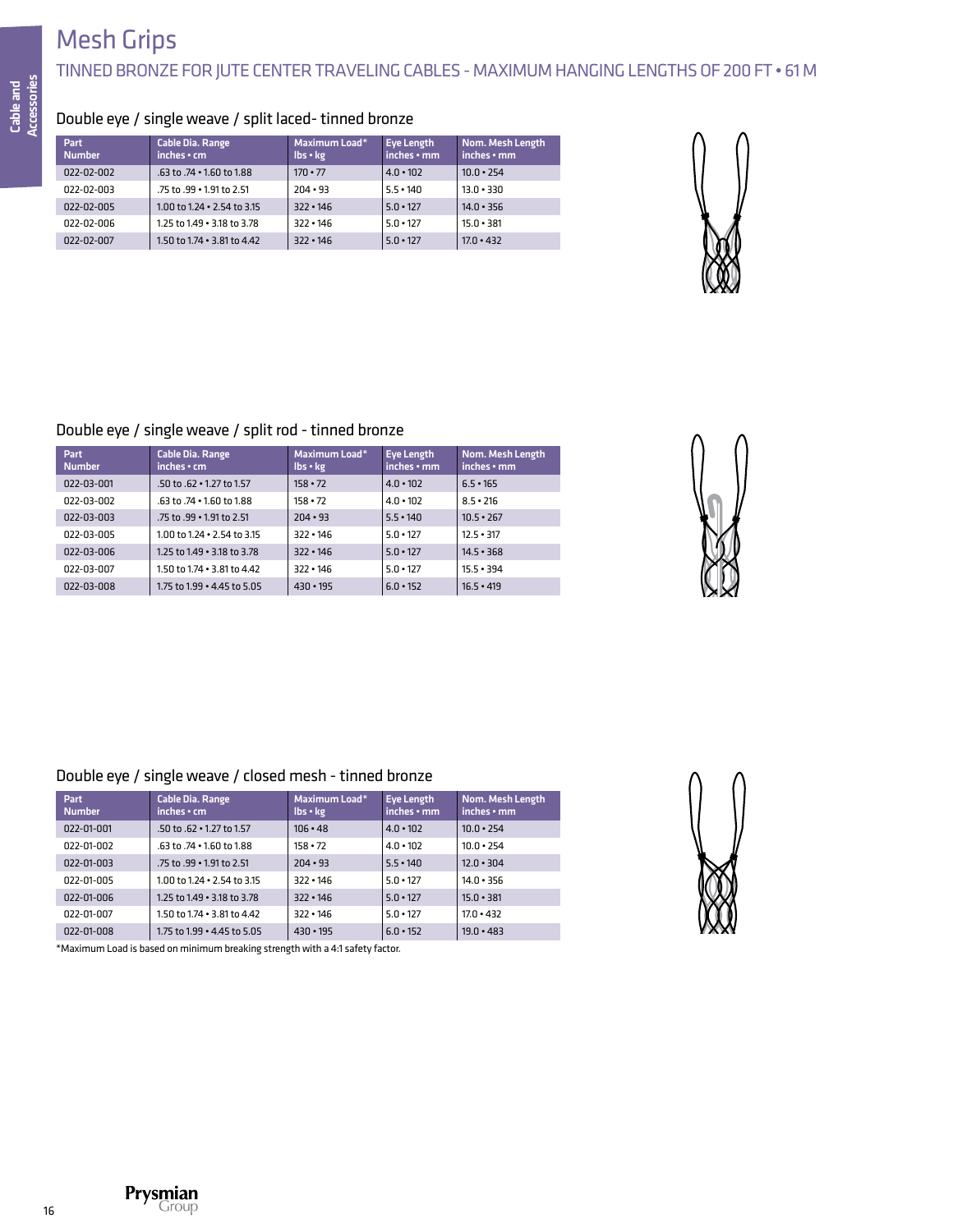# Mesh Grips

## TINNED BRONZE FOR JUTE CENTER TRAVELING CABLES - MAXIMUM HANGING LENGTHS OF 200 FT • 61 M

### Double eye / single weave / split laced- tinned bronze

| Part Number | Cable Dia. Range inches • cm | Maximum Load* lbs • kg | Eye Length inches • mm | Nom. Mesh Length inches • mm |
|---|---|---|---|---|
| 022-02-002 | .63 to .74 • 1.60 to 1.88 | 170 • 77 | 4.0 • 102 | 10.0 • 254 |
| 022-02-003 | .75 to .99 • 1.91 to 2.51 | 204 • 93 | 5.5 • 140 | 13.0 • 330 |
| 022-02-005 | 1.00 to 1.24 • 2.54 to 3.15 | 322 • 146 | 5.0 • 127 | 14.0 • 356 |
| 022-02-006 | 1.25 to 1.49 • 3.18 to 3.78 | 322 • 146 | 5.0 • 127 | 15.0 • 381 |
| 022-02-007 | 1.50 to 1.74 • 3.81 to 4.42 | 322 • 146 | 5.0 • 127 | 17.0 • 432 |

### Double eye / single weave / split rod - tinned bronze

| Part Number | Cable Dia. Range inches • cm | Maximum Load* lbs • kg | Eye Length inches • mm | Nom. Mesh Length inches • mm |
|---|---|---|---|---|
| 022-03-001 | .50 to .62 • 1.27 to 1.57 | 158 • 72 | 4.0 • 102 | 6.5 • 165 |
| 022-03-002 | .63 to .74 • 1.60 to 1.88 | 158 • 72 | 4.0 • 102 | 8.5 • 216 |
| 022-03-003 | .75 to .99 • 1.91 to 2.51 | 204 • 93 | 5.5 • 140 | 10.5 • 267 |
| 022-03-005 | 1.00 to 1.24 • 2.54 to 3.15 | 322 • 146 | 5.0 • 127 | 12.5 • 317 |
| 022-03-006 | 1.25 to 1.49 • 3.18 to 3.78 | 322 • 146 | 5.0 • 127 | 14.5 • 368 |
| 022-03-007 | 1.50 to 1.74 • 3.81 to 4.42 | 322 • 146 | 5.0 • 127 | 15.5 • 394 |
| 022-03-008 | 1.75 to 1.99 • 4.45 to 5.05 | 430 • 195 | 6.0 • 152 | 16.5 • 419 |

### Double eye / single weave / closed mesh - tinned bronze

| Part Number | Cable Dia. Range inches • cm | Maximum Load* lbs • kg | Eye Length inches • mm | Nom. Mesh Length inches • mm |
|---|---|---|---|---|
| 022-01-001 | .50 to .62 • 1.27 to 1.57 | 106 • 48 | 4.0 • 102 | 10.0 • 254 |
| 022-01-002 | .63 to .74 • 1.60 to 1.88 | 158 • 72 | 4.0 • 102 | 10.0 • 254 |
| 022-01-003 | .75 to .99 • 1.91 to 2.51 | 204 • 93 | 5.5 • 140 | 12.0 • 304 |
| 022-01-005 | 1.00 to 1.24 • 2.54 to 3.15 | 322 • 146 | 5.0 • 127 | 14.0 • 356 |
| 022-01-006 | 1.25 to 1.49 • 3.18 to 3.78 | 322 • 146 | 5.0 • 127 | 15.0 • 381 |
| 022-01-007 | 1.50 to 1.74 • 3.81 to 4.42 | 322 • 146 | 5.0 • 127 | 17.0 • 432 |
| 022-01-008 | 1.75 to 1.99 • 4.45 to 5.05 | 430 • 195 | 6.0 • 152 | 19.0 • 483 |

*Maximum Load is based on minimum breaking strength with a 4:1 safety factor.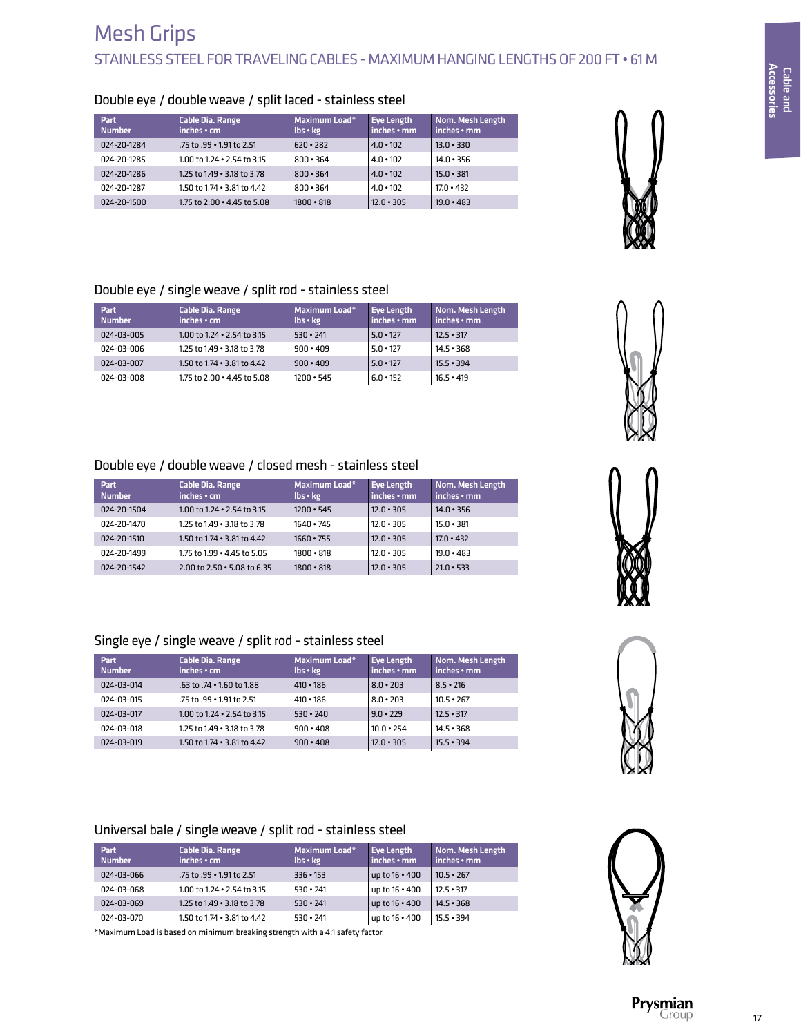# Mesh Grips

## STAINLESS STEEL FOR TRAVELING CABLES - MAXIMUM HANGING LENGTHS OF 200 FT • 61 M

### Double eye / double weave / split laced - stainless steel

| Part Number | Cable Dia. Range inches • cm | Maximum Load* lbs • kg | Eye Length inches • mm | Nom. Mesh Length inches • mm |
|---|---|---|---|---|
| 024-20-1284 | .75 to .99 • 1.91 to 2.51 | 620 • 282 | 4.0 • 102 | 13.0 • 330 |
| 024-20-1285 | 1.00 to 1.24 • 2.54 to 3.15 | 800 • 364 | 4.0 • 102 | 14.0 • 356 |
| 024-20-1286 | 1.25 to 1.49 • 3.18 to 3.78 | 800 • 364 | 4.0 • 102 | 15.0 • 381 |
| 024-20-1287 | 1.50 to 1.74 • 3.81 to 4.42 | 800 • 364 | 4.0 • 102 | 17.0 • 432 |
| 024-20-1500 | 1.75 to 2.00 • 4.45 to 5.08 | 1800 • 818 | 12.0 • 305 | 19.0 • 483 |

### Double eye / single weave / split rod - stainless steel

| Part Number | Cable Dia. Range inches • cm | Maximum Load* lbs • kg | Eye Length inches • mm | Nom. Mesh Length inches • mm |
|---|---|---|---|---|
| 024-03-005 | 1.00 to 1.24 • 2.54 to 3.15 | 530 • 241 | 5.0 • 127 | 12.5 • 317 |
| 024-03-006 | 1.25 to 1.49 • 3.18 to 3.78 | 900 • 409 | 5.0 • 127 | 14.5 • 368 |
| 024-03-007 | 1.50 to 1.74 • 3.81 to 4.42 | 900 • 409 | 5.0 • 127 | 15.5 • 394 |
| 024-03-008 | 1.75 to 2.00 • 4.45 to 5.08 | 1200 • 545 | 6.0 • 152 | 16.5 • 419 |

### Double eye / double weave / closed mesh - stainless steel

| Part Number | Cable Dia. Range inches • cm | Maximum Load* lbs • kg | Eye Length inches • mm | Nom. Mesh Length inches • mm |
|---|---|---|---|---|
| 024-20-1504 | 1.00 to 1.24 • 2.54 to 3.15 | 1200 • 545 | 12.0 • 305 | 14.0 • 356 |
| 024-20-1470 | 1.25 to 1.49 • 3.18 to 3.78 | 1640 • 745 | 12.0 • 305 | 15.0 • 381 |
| 024-20-1510 | 1.50 to 1.74 • 3.81 to 4.42 | 1660 • 755 | 12.0 • 305 | 17.0 • 432 |
| 024-20-1499 | 1.75 to 1.99 • 4.45 to 5.05 | 1800 • 818 | 12.0 • 305 | 19.0 • 483 |
| 024-20-1542 | 2.00 to 2.50 • 5.08 to 6.35 | 1800 • 818 | 12.0 • 305 | 21.0 • 533 |

### Single eye / single weave / split rod - stainless steel

| Part Number | Cable Dia. Range inches • cm | Maximum Load* lbs • kg | Eye Length inches • mm | Nom. Mesh Length inches • mm |
|---|---|---|---|---|
| 024-03-014 | .63 to .74 • 1.60 to 1.88 | 410 • 186 | 8.0 • 203 | 8.5 • 216 |
| 024-03-015 | .75 to .99 • 1.91 to 2.51 | 410 • 186 | 8.0 • 203 | 10.5 • 267 |
| 024-03-017 | 1.00 to 1.24 • 2.54 to 3.15 | 530 • 240 | 9.0 • 229 | 12.5 • 317 |
| 024-03-018 | 1.25 to 1.49 • 3.18 to 3.78 | 900 • 408 | 10.0 • 254 | 14.5 • 368 |
| 024-03-019 | 1.50 to 1.74 • 3.81 to 4.42 | 900 • 408 | 12.0 • 305 | 15.5 • 394 |

### Universal bale / single weave / split rod - stainless steel

| Part Number | Cable Dia. Range inches • cm | Maximum Load* lbs • kg | Eye Length inches • mm | Nom. Mesh Length inches • mm |
|---|---|---|---|---|
| 024-03-066 | .75 to .99 • 1.91 to 2.51 | 336 • 153 | up to 16 • 400 | 10.5 • 267 |
| 024-03-068 | 1.00 to 1.24 • 2.54 to 3.15 | 530 • 241 | up to 16 • 400 | 12.5 • 317 |
| 024-03-069 | 1.25 to 1.49 • 3.18 to 3.78 | 530 • 241 | up to 16 • 400 | 14.5 • 368 |
| 024-03-070 | 1.50 to 1.74 • 3.81 to 4.42 | 530 • 241 | up to 16 • 400 | 15.5 • 394 |

*Maximum Load is based on minimum breaking strength with a 4:1 safety factor.